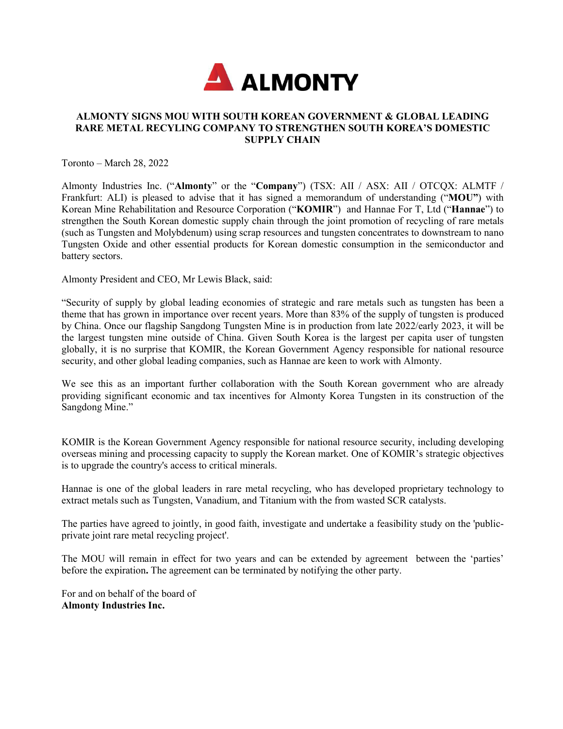# ALMONTY SIGNS MOU WITH SOUTH KOREAN GOVERNMENT & GLOBAL LEADING RARE METAL RECYLING COMPANY TO STRENGTHEN SOUTH KOREA'S DOMESTIC SUPPLY CHAIN

Toronto – March 28, 2022

Almonty Industries Inc. ("**Almonty**" or the "**Company**") (TSX: AII / ASX: AII / OTCQX: ALMTF / Frankfurt: ALI) is pleased to advise that it has signed a memorandum of understanding ("**MOU**") with Korean Mine Rehabilitation and Resource Corporation ("**KOMIR**") and Hannae For T, Ltd ("**Hannae**") to strengthen the South Korean domestic supply chain through the joint promotion of recycling of rare metals (such as Tungsten and Molybdenum) using scrap resources and tungsten concentrates to downstream to nano Tungsten Oxide and other essential products for Korean domestic consumption in the semiconductor and battery sectors.

Almonty President and CEO, Mr Lewis Black, said:

"Security of supply by global leading economies of strategic and rare metals such as tungsten has been a theme that has grown in importance over recent years. More than 83% of the supply of tungsten is produced by China. Once our flagship Sangdong Tungsten Mine is in production from late 2022/early 2023, it will be the largest tungsten mine outside of China. Given South Korea is the largest per capita user of tungsten globally, it is no surprise that KOMIR, the Korean Government Agency responsible for national resource security, and other global leading companies, such as Hannae are keen to work with Almonty.

We see this as an important further collaboration with the South Korean government who are already providing significant economic and tax incentives for Almonty Korea Tungsten in its construction of the Sangdong Mine."

KOMIR is the Korean Government Agency responsible for national resource security, including developing overseas mining and processing capacity to supply the Korean market. One of KOMIR's strategic objectives is to upgrade the country's access to critical minerals.

Hannae is one of the global leaders in rare metal recycling, who has developed proprietary technology to extract metals such as Tungsten, Vanadium, and Titanium with the from wasted SCR catalysts.

The parties have agreed to jointly, in good faith, investigate and undertake a feasibility study on the 'public-private joint rare metal recycling project'.

The MOU will remain in effect for two years and can be extended by agreement between the 'parties' before the expiration**.** The agreement can be terminated by notifying the other party.

For and on behalf of the board of
**Almonty Industries Inc.**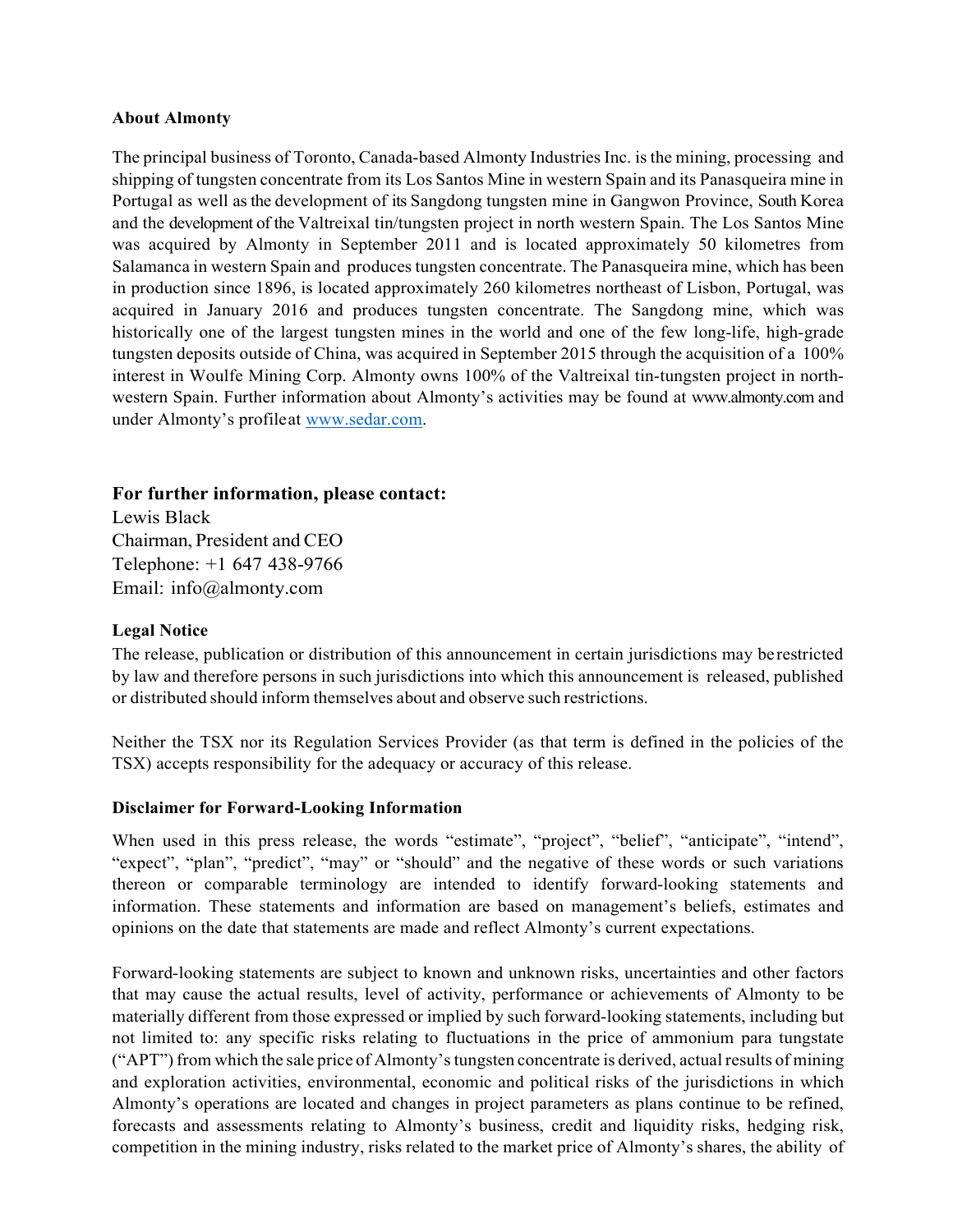**About Almonty**

The principal business of Toronto, Canada-based Almonty Industries Inc. is the mining, processing and shipping of tungsten concentrate from its Los Santos Mine in western Spain and its Panasqueira mine in Portugal as well as the development of its Sangdong tungsten mine in Gangwon Province, South Korea and the development of the Valtreixal tin/tungsten project in north western Spain. The Los Santos Mine was acquired by Almonty in September 2011 and is located approximately 50 kilometres from Salamanca in western Spain and produces tungsten concentrate. The Panasqueira mine, which has been in production since 1896, is located approximately 260 kilometres northeast of Lisbon, Portugal, was acquired in January 2016 and produces tungsten concentrate. The Sangdong mine, which was historically one of the largest tungsten mines in the world and one of the few long-life, high-grade tungsten deposits outside of China, was acquired in September 2015 through the acquisition of a 100% interest in Woulfe Mining Corp. Almonty owns 100% of the Valtreixal tin-tungsten project in north-western Spain. Further information about Almonty's activities may be found at www.almonty.com and under Almonty's profile at [www.sedar.com](http://www.sedar.com).

**For further information, please contact:**

Lewis Black
Chairman, President and CEO
Telephone: +1 647 438-9766
Email: info@almonty.com

**Legal Notice**

The release, publication or distribution of this announcement in certain jurisdictions may be restricted by law and therefore persons in such jurisdictions into which this announcement is released, published or distributed should inform themselves about and observe such restrictions.

Neither the TSX nor its Regulation Services Provider (as that term is defined in the policies of the TSX) accepts responsibility for the adequacy or accuracy of this release.

**Disclaimer for Forward-Looking Information**

When used in this press release, the words "estimate", "project", "belief", "anticipate", "intend", "expect", "plan", "predict", "may" or "should" and the negative of these words or such variations thereon or comparable terminology are intended to identify forward-looking statements and information. These statements and information are based on management's beliefs, estimates and opinions on the date that statements are made and reflect Almonty's current expectations.

Forward-looking statements are subject to known and unknown risks, uncertainties and other factors that may cause the actual results, level of activity, performance or achievements of Almonty to be materially different from those expressed or implied by such forward-looking statements, including but not limited to: any specific risks relating to fluctuations in the price of ammonium para tungstate ("APT") from which the sale price of Almonty's tungsten concentrate is derived, actual results of mining and exploration activities, environmental, economic and political risks of the jurisdictions in which Almonty's operations are located and changes in project parameters as plans continue to be refined, forecasts and assessments relating to Almonty's business, credit and liquidity risks, hedging risk, competition in the mining industry, risks related to the market price of Almonty's shares, the ability of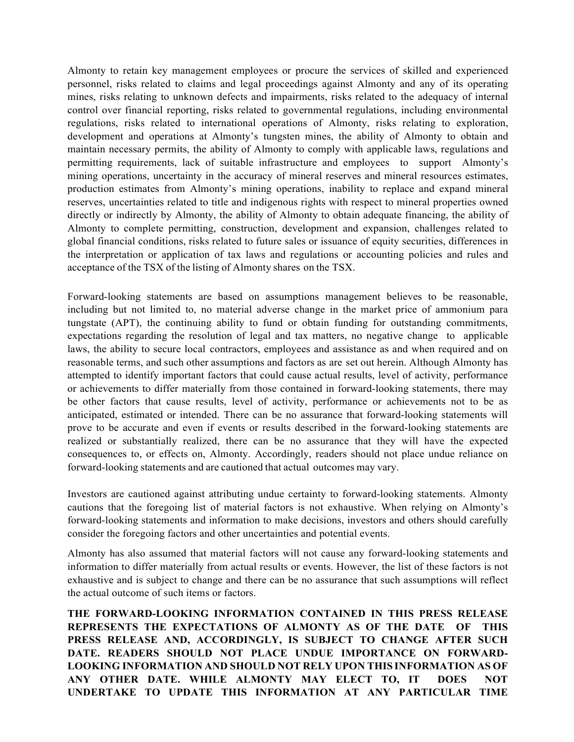Almonty to retain key management employees or procure the services of skilled and experienced personnel, risks related to claims and legal proceedings against Almonty and any of its operating mines, risks relating to unknown defects and impairments, risks related to the adequacy of internal control over financial reporting, risks related to governmental regulations, including environmental regulations, risks related to international operations of Almonty, risks relating to exploration, development and operations at Almonty's tungsten mines, the ability of Almonty to obtain and maintain necessary permits, the ability of Almonty to comply with applicable laws, regulations and permitting requirements, lack of suitable infrastructure and employees to support Almonty's mining operations, uncertainty in the accuracy of mineral reserves and mineral resources estimates, production estimates from Almonty's mining operations, inability to replace and expand mineral reserves, uncertainties related to title and indigenous rights with respect to mineral properties owned directly or indirectly by Almonty, the ability of Almonty to obtain adequate financing, the ability of Almonty to complete permitting, construction, development and expansion, challenges related to global financial conditions, risks related to future sales or issuance of equity securities, differences in the interpretation or application of tax laws and regulations or accounting policies and rules and acceptance of the TSX of the listing of Almonty shares on the TSX.

Forward-looking statements are based on assumptions management believes to be reasonable, including but not limited to, no material adverse change in the market price of ammonium para tungstate (APT), the continuing ability to fund or obtain funding for outstanding commitments, expectations regarding the resolution of legal and tax matters, no negative change to applicable laws, the ability to secure local contractors, employees and assistance as and when required and on reasonable terms, and such other assumptions and factors as are set out herein. Although Almonty has attempted to identify important factors that could cause actual results, level of activity, performance or achievements to differ materially from those contained in forward-looking statements, there may be other factors that cause results, level of activity, performance or achievements not to be as anticipated, estimated or intended. There can be no assurance that forward-looking statements will prove to be accurate and even if events or results described in the forward-looking statements are realized or substantially realized, there can be no assurance that they will have the expected consequences to, or effects on, Almonty. Accordingly, readers should not place undue reliance on forward-looking statements and are cautioned that actual outcomes may vary.

Investors are cautioned against attributing undue certainty to forward-looking statements. Almonty cautions that the foregoing list of material factors is not exhaustive. When relying on Almonty's forward-looking statements and information to make decisions, investors and others should carefully consider the foregoing factors and other uncertainties and potential events.

Almonty has also assumed that material factors will not cause any forward-looking statements and information to differ materially from actual results or events. However, the list of these factors is not exhaustive and is subject to change and there can be no assurance that such assumptions will reflect the actual outcome of such items or factors.

**THE FORWARD-LOOKING INFORMATION CONTAINED IN THIS PRESS RELEASE REPRESENTS THE EXPECTATIONS OF ALMONTY AS OF THE DATE OF THIS PRESS RELEASE AND, ACCORDINGLY, IS SUBJECT TO CHANGE AFTER SUCH DATE. READERS SHOULD NOT PLACE UNDUE IMPORTANCE ON FORWARD-LOOKING INFORMATION AND SHOULD NOT RELY UPON THIS INFORMATION AS OF ANY OTHER DATE. WHILE ALMONTY MAY ELECT TO, IT DOES NOT UNDERTAKE TO UPDATE THIS INFORMATION AT ANY PARTICULAR TIME**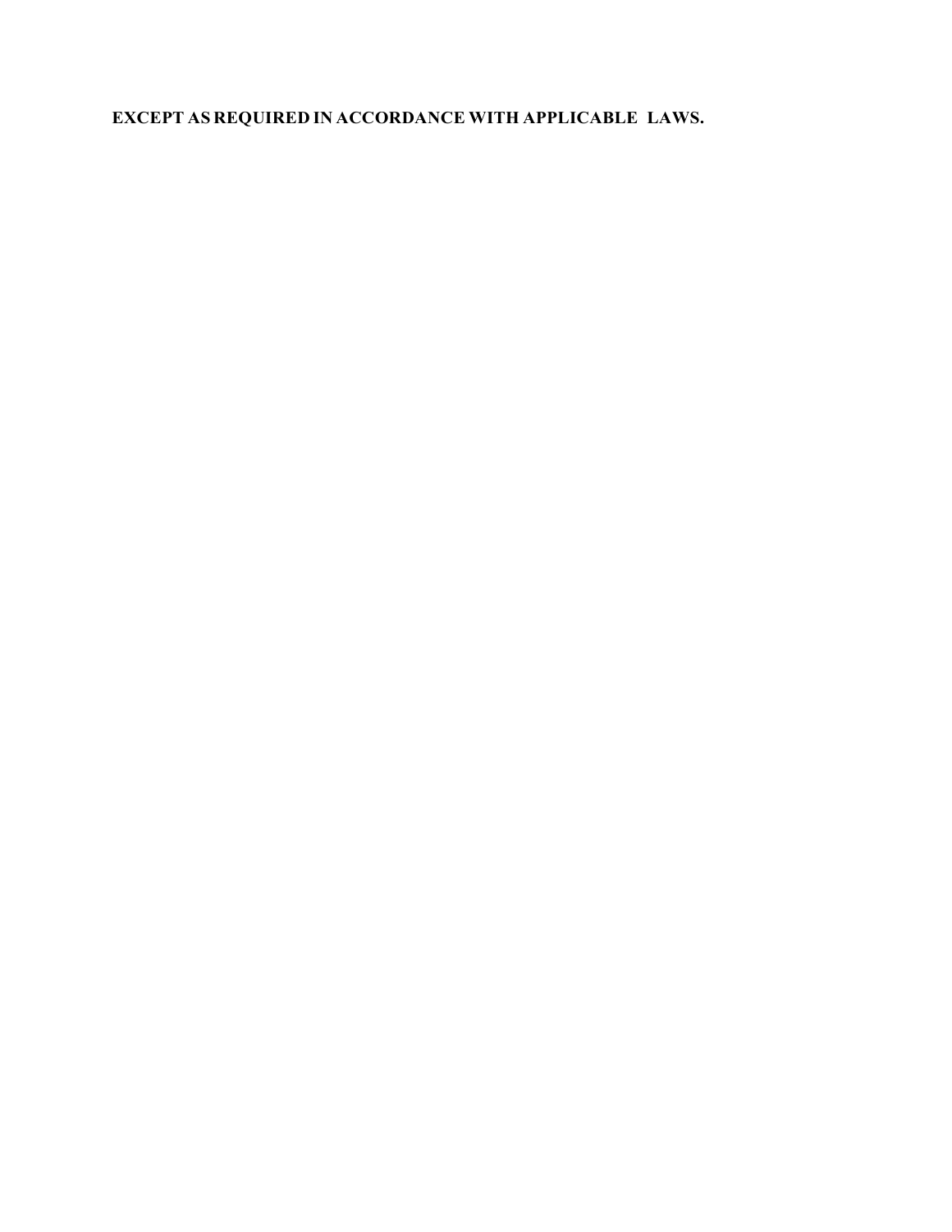**EXCEPT AS REQUIRED IN ACCORDANCE WITH APPLICABLE LAWS.**